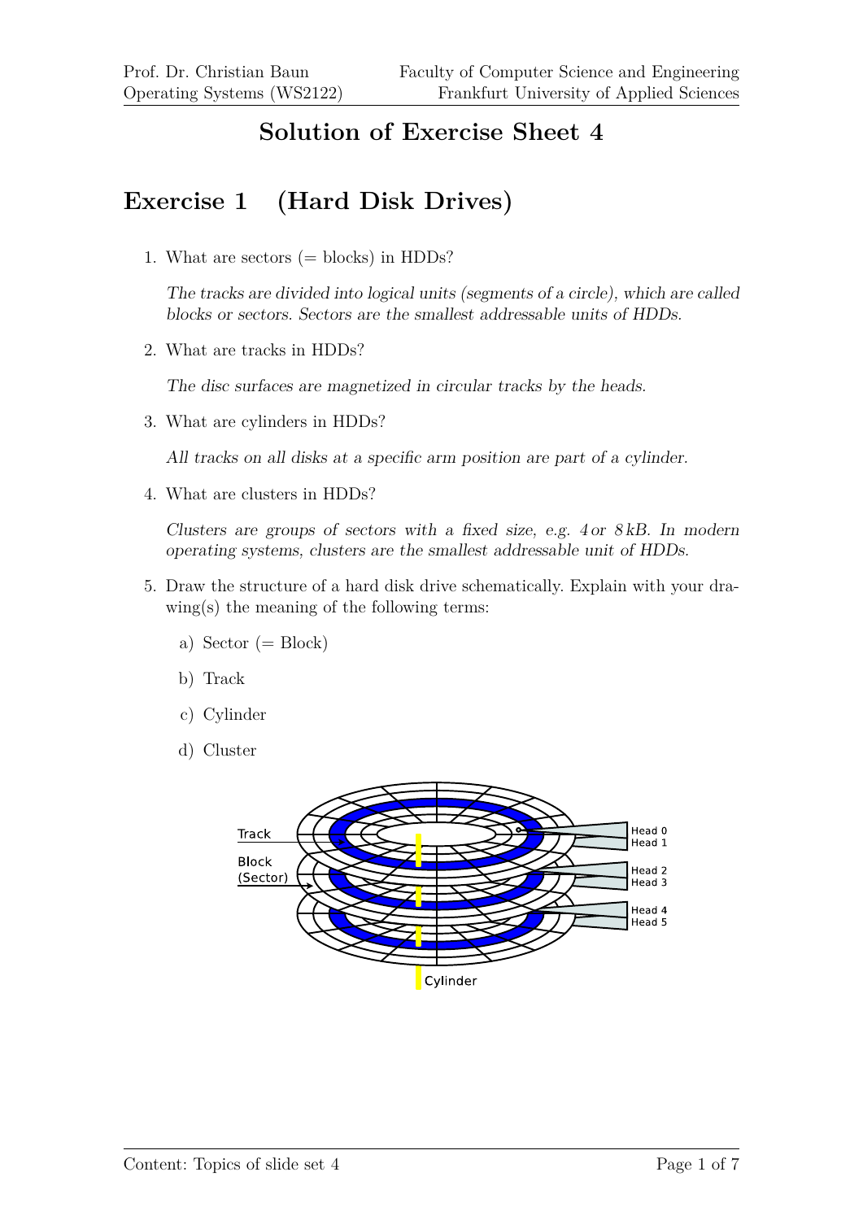# Solution of Exercise Sheet 4

## Exercise 1 (Hard Disk Drives)

1. What are sectors (= blocks) in HDDs?

   *The tracks are divided into logical units (segments of a circle), which are called blocks or sectors. Sectors are the smallest addressable units of HDDs.*

2. What are tracks in HDDs?

   *The disc surfaces are magnetized in circular tracks by the heads.*

3. What are cylinders in HDDs?

   *All tracks on all disks at a specific arm position are part of a cylinder.*

4. What are clusters in HDDs?

   *Clusters are groups of sectors with a fixed size, e.g. 4 or 8 kB. In modern operating systems, clusters are the smallest addressable unit of HDDs.*

5. Draw the structure of a hard disk drive schematically. Explain with your drawing(s) the meaning of the following terms:

   a) Sector (= Block)

   b) Track

   c) Cylinder

   d) Cluster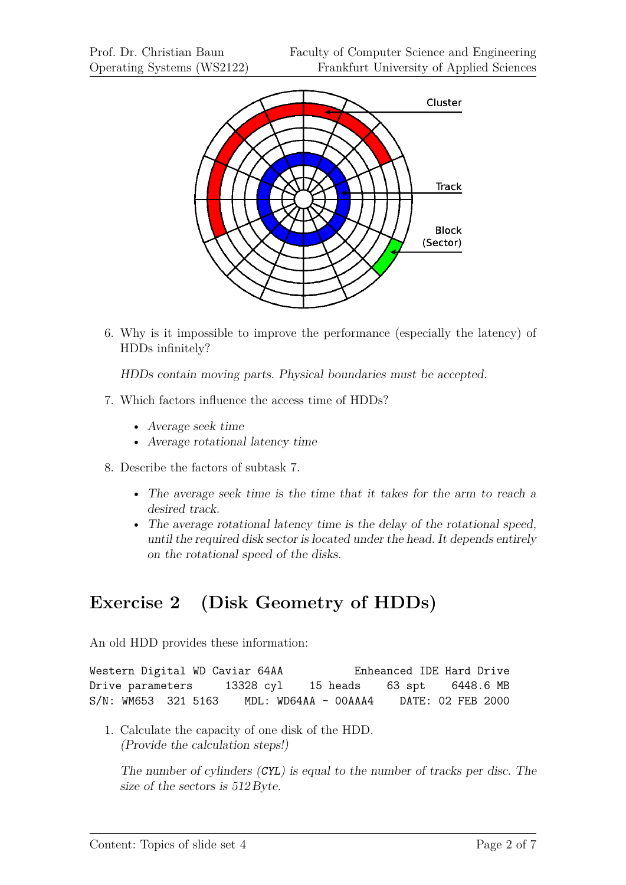6. Why is it impossible to improve the performance (especially the latency) of HDDs infinitely?

   *HDDs contain moving parts. Physical boundaries must be accepted.*

7. Which factors influence the access time of HDDs?

   - *Average seek time*
   - *Average rotational latency time*

8. Describe the factors of subtask 7.

   - *The average seek time is the time that it takes for the arm to reach a desired track.*
   - *The average rotational latency time is the delay of the rotational speed, until the required disk sector is located under the head. It depends entirely on the rotational speed of the disks.*

## Exercise 2 (Disk Geometry of HDDs)

An old HDD provides these information:

```
Western Digital WD Caviar 64AA             Enheanced IDE Hard Drive
Drive parameters     13328 cyl    15 heads    63 spt    6448.6 MB
S/N: WM653  321 5163    MDL: WD64AA - 00AAA4    DATE: 02 FEB 2000
```

1. Calculate the capacity of one disk of the HDD.
   *(Provide the calculation steps!)*

   *The number of cylinders (`CYL`) is equal to the number of tracks per disc. The size of the sectors is 512 Byte.*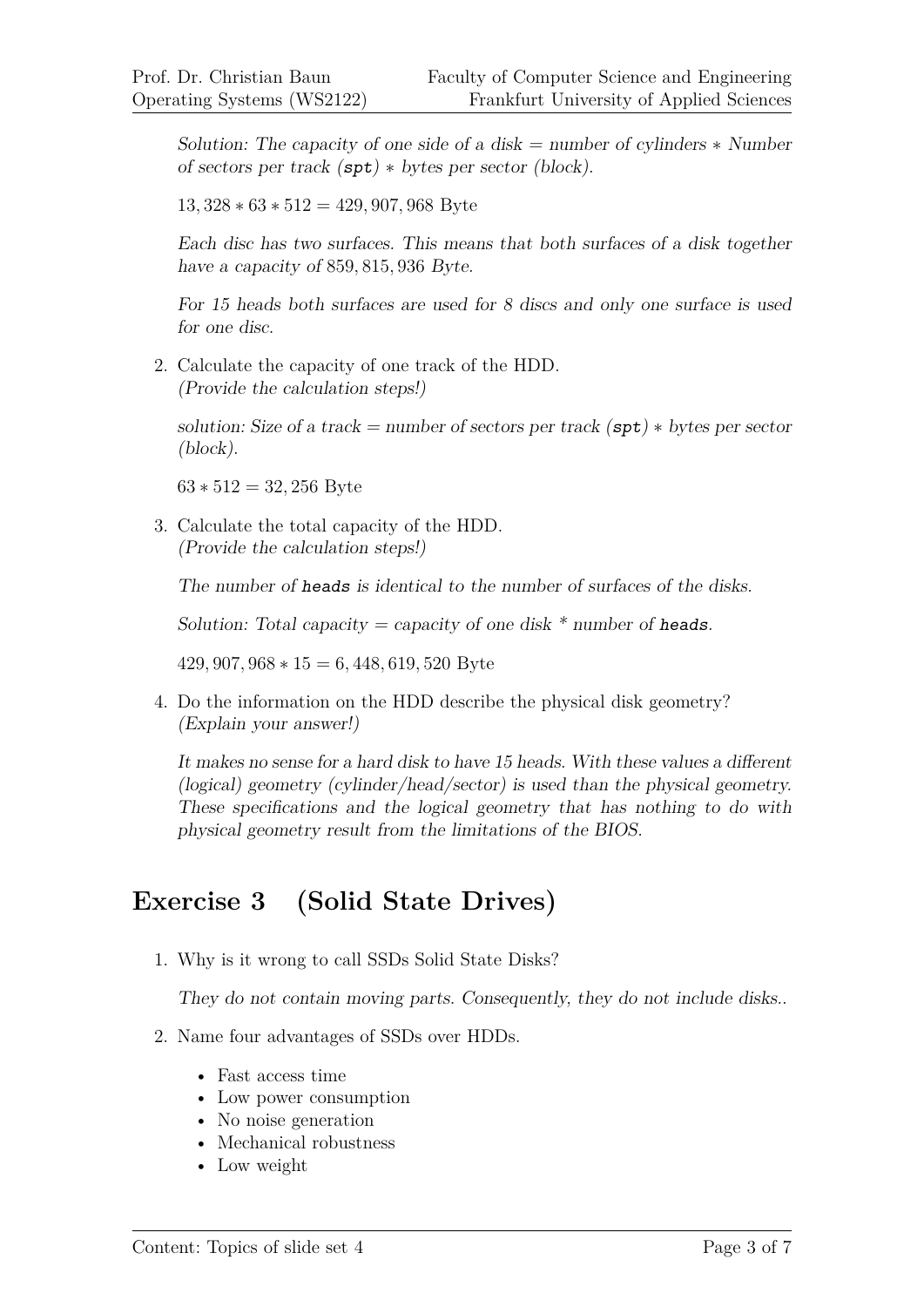*Solution: The capacity of one side of a disk = number of cylinders $*$ Number of sectors per track (`spt`) $*$ bytes per sector (block).*

$13,328 * 63 * 512 = 429,907,968$ Byte

*Each disc has two surfaces. This means that both surfaces of a disk together have a capacity of* 859, 815, 936 *Byte.*

*For 15 heads both surfaces are used for 8 discs and only one surface is used for one disc.*

2. Calculate the capacity of one track of the HDD.
   *(Provide the calculation steps!)*

   *solution: Size of a track = number of sectors per track (`spt`) $*$ bytes per sector (block).*

   $63 * 512 = 32,256$ Byte

3. Calculate the total capacity of the HDD.
   *(Provide the calculation steps!)*

   *The number of `heads` is identical to the number of surfaces of the disks.*

   *Solution: Total capacity = capacity of one disk * number of `heads`.*

   $429,907,968 * 15 = 6,448,619,520$ Byte

4. Do the information on the HDD describe the physical disk geometry?
   *(Explain your answer!)*

   *It makes no sense for a hard disk to have 15 heads. With these values a different (logical) geometry (cylinder/head/sector) is used than the physical geometry. These specifications and the logical geometry that has nothing to do with physical geometry result from the limitations of the BIOS.*

## Exercise 3 (Solid State Drives)

1. Why is it wrong to call SSDs Solid State Disks?

   *They do not contain moving parts. Consequently, they do not include disks..*

2. Name four advantages of SSDs over HDDs.

   - Fast access time
   - Low power consumption
   - No noise generation
   - Mechanical robustness
   - Low weight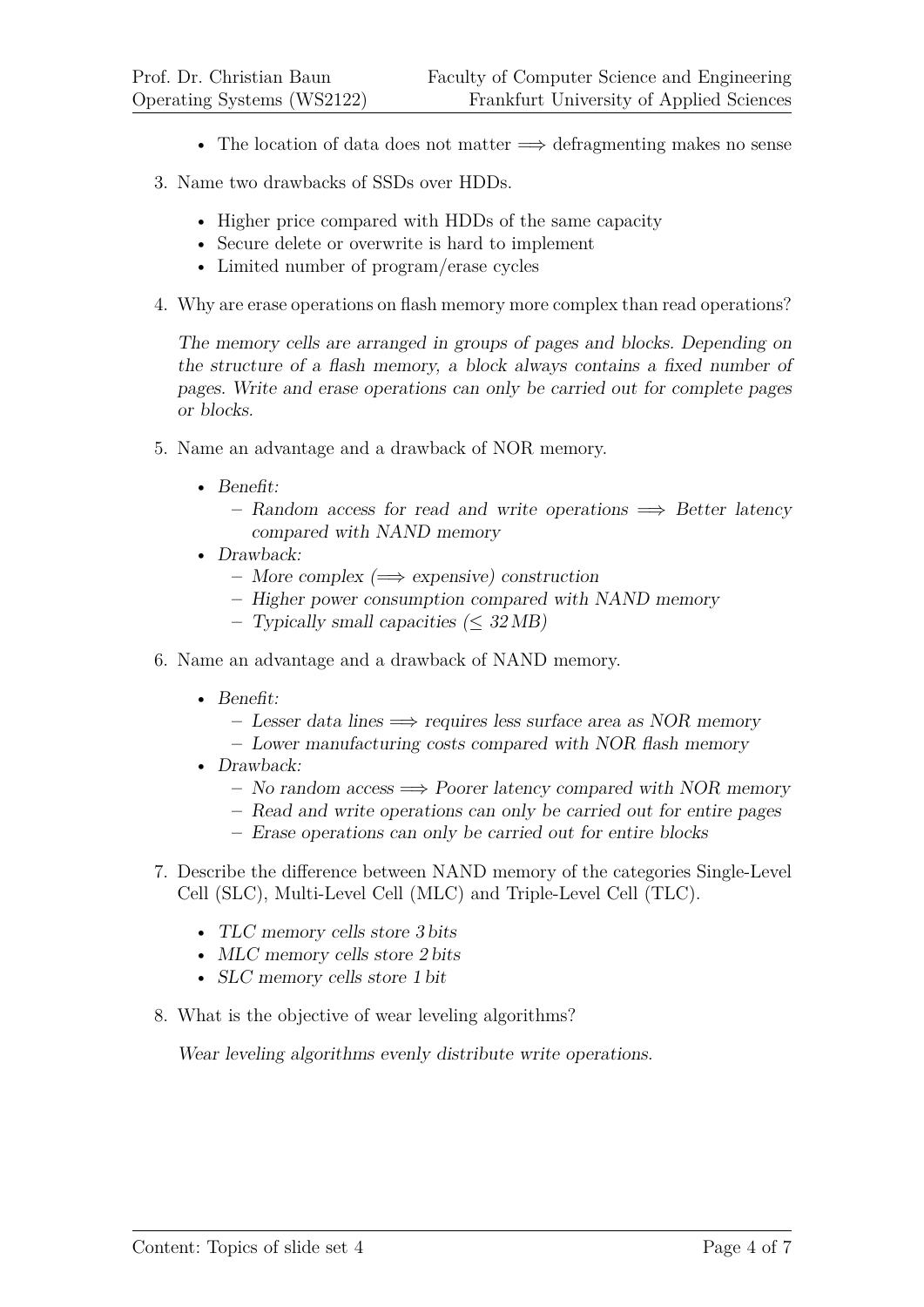- The location of data does not matter $\Longrightarrow$ defragmenting makes no sense

3. Name two drawbacks of SSDs over HDDs.

   - Higher price compared with HDDs of the same capacity
   - Secure delete or overwrite is hard to implement
   - Limited number of program/erase cycles

4. Why are erase operations on flash memory more complex than read operations?

   *The memory cells are arranged in groups of pages and blocks. Depending on the structure of a flash memory, a block always contains a fixed number of pages. Write and erase operations can only be carried out for complete pages or blocks.*

5. Name an advantage and a drawback of NOR memory.

   - *Benefit:*
     - *Random access for read and write operations $\Longrightarrow$ Better latency compared with NAND memory*
   - *Drawback:*
     - *More complex ($\Longrightarrow$ expensive) construction*
     - *Higher power consumption compared with NAND memory*
     - *Typically small capacities ($\leq$ 32 MB)*

6. Name an advantage and a drawback of NAND memory.

   - *Benefit:*
     - *Lesser data lines $\Longrightarrow$ requires less surface area as NOR memory*
     - *Lower manufacturing costs compared with NOR flash memory*
   - *Drawback:*
     - *No random access $\Longrightarrow$ Poorer latency compared with NOR memory*
     - *Read and write operations can only be carried out for entire pages*
     - *Erase operations can only be carried out for entire blocks*

7. Describe the difference between NAND memory of the categories Single-Level Cell (SLC), Multi-Level Cell (MLC) and Triple-Level Cell (TLC).

   - *TLC memory cells store 3 bits*
   - *MLC memory cells store 2 bits*
   - *SLC memory cells store 1 bit*

8. What is the objective of wear leveling algorithms?

   *Wear leveling algorithms evenly distribute write operations.*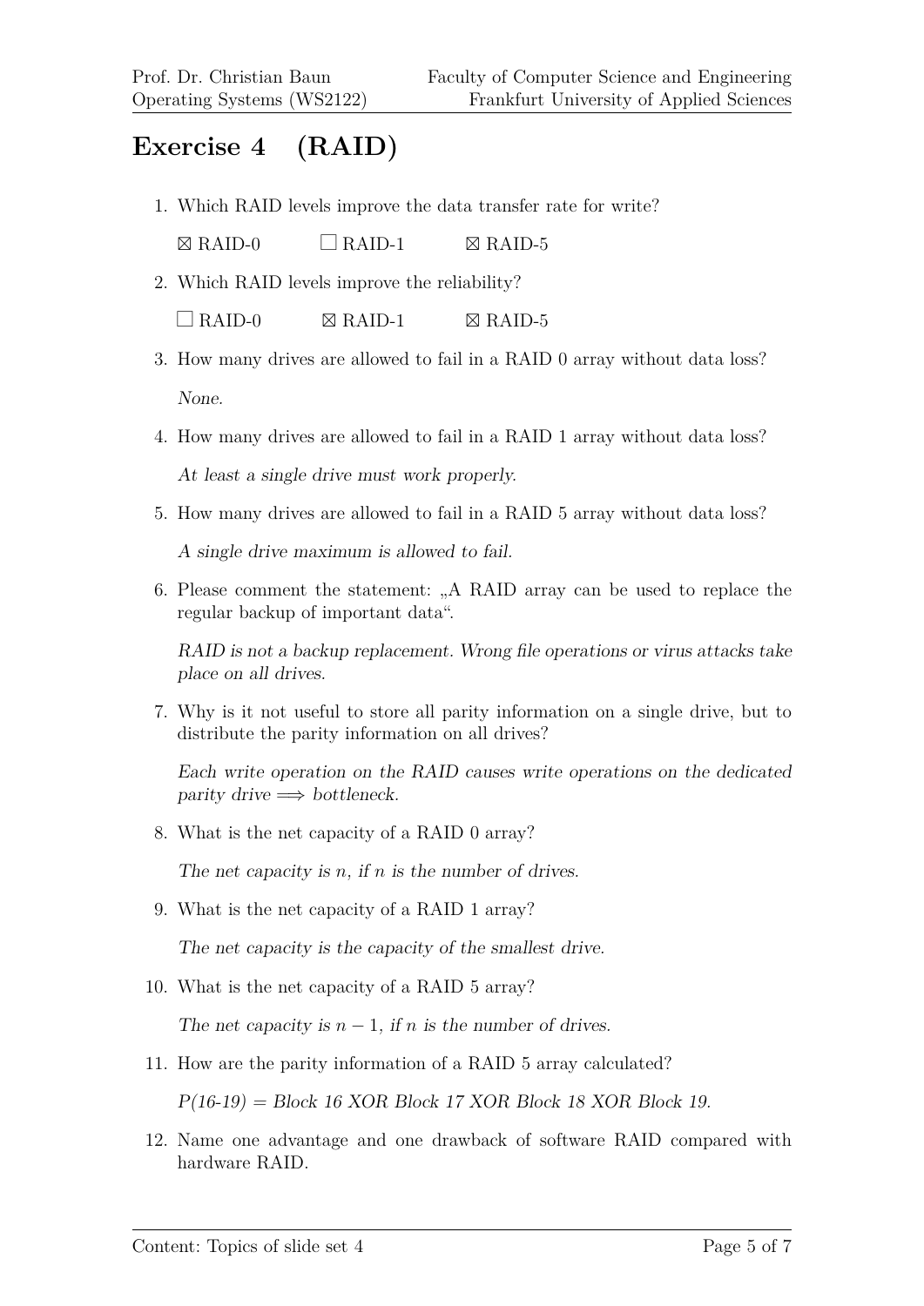# Exercise 4 (RAID)

1. Which RAID levels improve the data transfer rate for write?

   ☒ RAID-0 ☐ RAID-1 ☒ RAID-5

2. Which RAID levels improve the reliability?

   ☐ RAID-0 ☒ RAID-1 ☒ RAID-5

3. How many drives are allowed to fail in a RAID 0 array without data loss?

   *None.*

4. How many drives are allowed to fail in a RAID 1 array without data loss?

   *At least a single drive must work properly.*

5. How many drives are allowed to fail in a RAID 5 array without data loss?

   *A single drive maximum is allowed to fail.*

6. Please comment the statement: „A RAID array can be used to replace the regular backup of important data".

   *RAID is not a backup replacement. Wrong file operations or virus attacks take place on all drives.*

7. Why is it not useful to store all parity information on a single drive, but to distribute the parity information on all drives?

   *Each write operation on the RAID causes write operations on the dedicated parity drive $\Longrightarrow$ bottleneck.*

8. What is the net capacity of a RAID 0 array?

   *The net capacity is $n$, if $n$ is the number of drives.*

9. What is the net capacity of a RAID 1 array?

   *The net capacity is the capacity of the smallest drive.*

10. What is the net capacity of a RAID 5 array?

    *The net capacity is $n - 1$, if $n$ is the number of drives.*

11. How are the parity information of a RAID 5 array calculated?

    *P(16-19) = Block 16 XOR Block 17 XOR Block 18 XOR Block 19.*

12. Name one advantage and one drawback of software RAID compared with hardware RAID.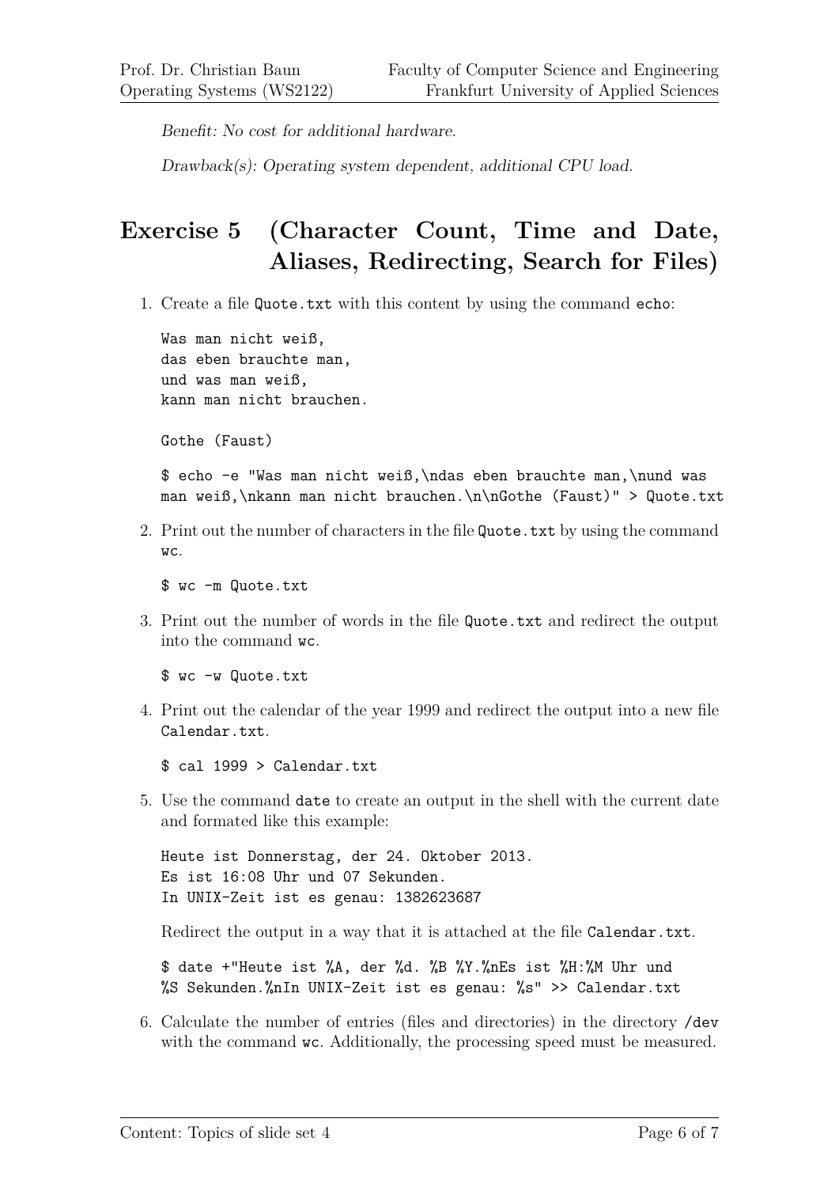*Benefit: No cost for additional hardware.*

*Drawback(s): Operating system dependent, additional CPU load.*

## Exercise 5 (Character Count, Time and Date, Aliases, Redirecting, Search for Files)

1. Create a file `Quote.txt` with this content by using the command `echo`:

   ```
   Was man nicht weiß,
   das eben brauchte man,
   und was man weiß,
   kann man nicht brauchen.

   Gothe (Faust)
   ```

   ```
   $ echo -e "Was man nicht weiß,\ndas eben brauchte man,\nund was
   man weiß,\nkann man nicht brauchen.\n\nGothe (Faust)" > Quote.txt
   ```

2. Print out the number of characters in the file `Quote.txt` by using the command `wc`.

   ```
   $ wc -m Quote.txt
   ```

3. Print out the number of words in the file `Quote.txt` and redirect the output into the command `wc`.

   ```
   $ wc -w Quote.txt
   ```

4. Print out the calendar of the year 1999 and redirect the output into a new file `Calendar.txt`.

   ```
   $ cal 1999 > Calendar.txt
   ```

5. Use the command `date` to create an output in the shell with the current date and formated like this example:

   ```
   Heute ist Donnerstag, der 24. Oktober 2013.
   Es ist 16:08 Uhr und 07 Sekunden.
   In UNIX-Zeit ist es genau: 1382623687
   ```

   Redirect the output in a way that it is attached at the file `Calendar.txt`.

   ```
   $ date +"Heute ist %A, der %d. %B %Y.%nEs ist %H:%M Uhr und
   %S Sekunden.%nIn UNIX-Zeit ist es genau: %s" >> Calendar.txt
   ```

6. Calculate the number of entries (files and directories) in the directory `/dev` with the command `wc`. Additionally, the processing speed must be measured.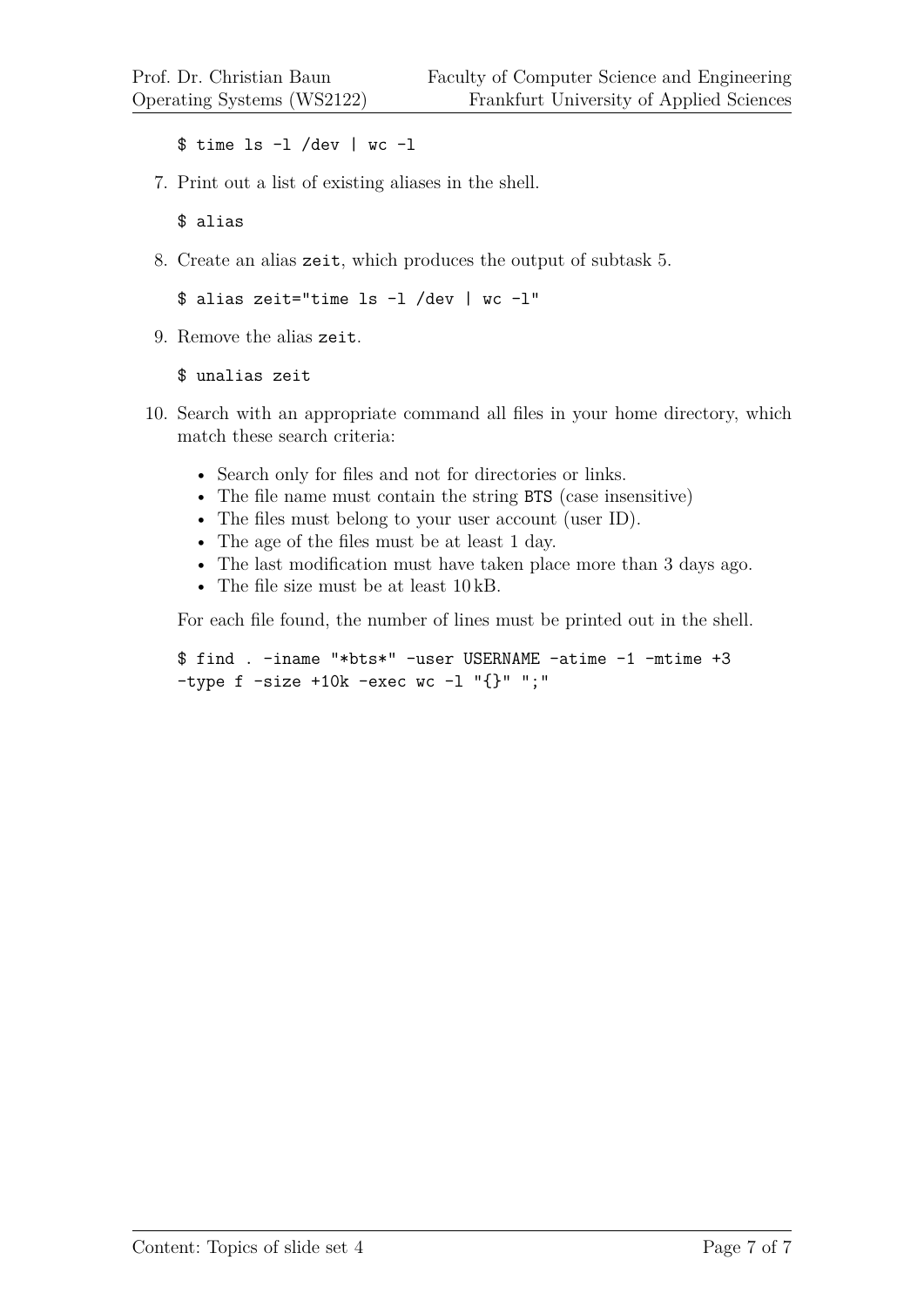```
$ time ls -l /dev | wc -l
```

7. Print out a list of existing aliases in the shell.

   ```
   $ alias
   ```

8. Create an alias `zeit`, which produces the output of subtask 5.

   ```
   $ alias zeit="time ls -l /dev | wc -l"
   ```

9. Remove the alias `zeit`.

   ```
   $ unalias zeit
   ```

10. Search with an appropriate command all files in your home directory, which match these search criteria:

    - Search only for files and not for directories or links.
    - The file name must contain the string `BTS` (case insensitive)
    - The files must belong to your user account (user ID).
    - The age of the files must be at least 1 day.
    - The last modification must have taken place more than 3 days ago.
    - The file size must be at least 10 kB.

    For each file found, the number of lines must be printed out in the shell.

    ```
    $ find . -iname "*bts*" -user USERNAME -atime -1 -mtime +3
    -type f -size +10k -exec wc -l "{}" ";"
    ```